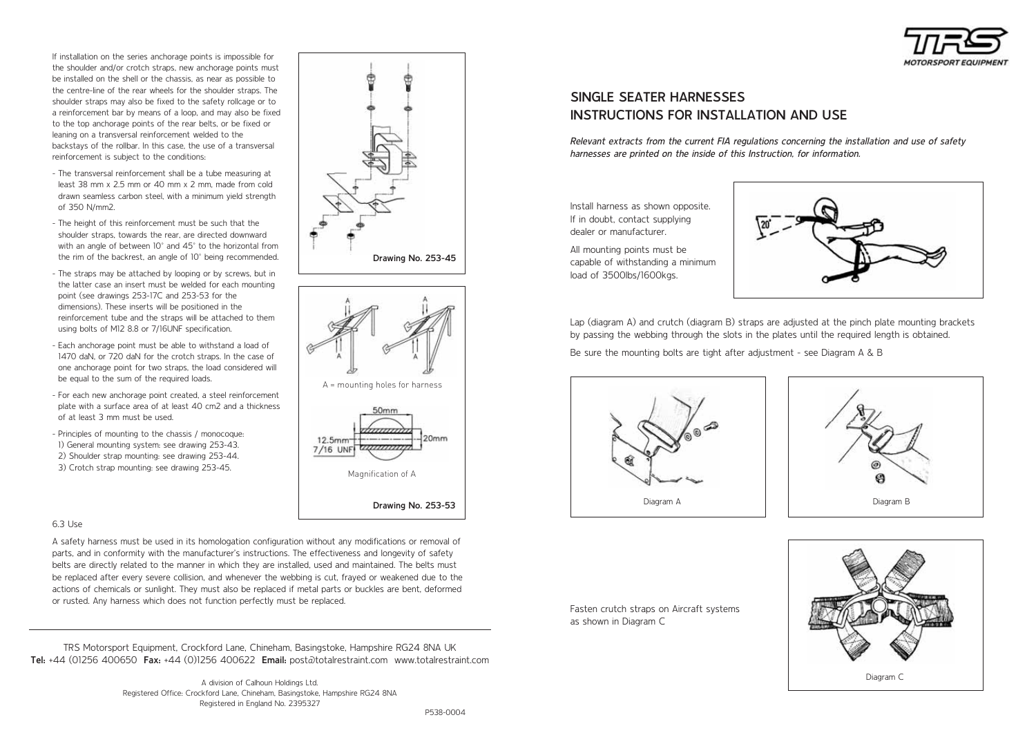If installation on the series anchorage points is impossible for the shoulder and/or crotch straps, new anchorage points must be installed on the shell or the chassis, as near as possible to the centre-line of the rear wheels for the shoulder straps. The shoulder straps may also be fixed to the safety rollcage or to a reinforcement bar by means of a loop, and may also be fixed to the top anchorage points of the rear belts, or be fixed or leaning on a transversal reinforcement welded to the backstays of the rollbar. In this case, the use of a transversal reinforcement is subject to the conditions:

- The transversal reinforcement shall be a tube measuring at least 38 mm x 2.5 mm or 40 mm x 2 mm, made from cold drawn seamless carbon steel, with a minimum yield strength of 350 N/mm2.
- The height of this reinforcement must be such that the shoulder straps, towards the rear, are directed downward with an angle of between 10° and 45° to the horizontal from the rim of the backrest, an angle of 10° being recommended.
- The straps may be attached by looping or by screws, but in the latter case an insert must be welded for each mounting point (see drawings 253-17C and 253-53 for the dimensions). These inserts will be positioned in the reinforcement tube and the straps will be attached to them using bolts of M12 8.8 or 7/16UNF specification.
- Each anchorage point must be able to withstand a load of 1470 daN, or 720 daN for the crotch straps. In the case of one anchorage point for two straps, the load considered will be equal to the sum of the required loads.
- For each new anchorage point created, a steel reinforcement plate with a surface area of at least 40 cm2 and a thickness of at least 3 mm must be used.
- Principles of mounting to the chassis / monocoque:
  1) General mounting system: see drawing 253-43.
  2) Shoulder strap mounting: see drawing 253-44.
  3) Crotch strap mounting: see drawing 253-45.

**Drawing No. 253-45**

A = mounting holes for harness

Magnification of A

**Drawing No. 253-53**

6.3 Use

A safety harness must be used in its homologation configuration without any modifications or removal of parts, and in conformity with the manufacturer's instructions. The effectiveness and longevity of safety belts are directly related to the manner in which they are installed, used and maintained. The belts must be replaced after every severe collision, and whenever the webbing is cut, frayed or weakened due to the actions of chemicals or sunlight. They must also be replaced if metal parts or buckles are bent, deformed or rusted. Any harness which does not function perfectly must be replaced.

TRS Motorsport Equipment, Crockford Lane, Chineham, Basingstoke, Hampshire RG24 8NA UK
**Tel:** +44 (01256 400650 **Fax:** +44 (0)1256 400622 **Email:** post@totalrestraint.com www.totalrestraint.com

A division of Calhoun Holdings Ltd.
Registered Office: Crockford Lane, Chineham, Basingstoke, Hampshire RG24 8NA
Registered in England No. 2395327

P538-0004

TRS MOTORSPORT EQUIPMENT

## SINGLE SEATER HARNESSES
## INSTRUCTIONS FOR INSTALLATION AND USE

*Relevant extracts from the current FIA regulations concerning the installation and use of safety harnesses are printed on the inside of this Instruction, for information.*

Install harness as shown opposite. If in doubt, contact supplying dealer or manufacturer.

All mounting points must be capable of withstanding a minimum load of 3500lbs/1600kgs.

Lap (diagram A) and crutch (diagram B) straps are adjusted at the pinch plate mounting brackets by passing the webbing through the slots in the plates until the required length is obtained.

Be sure the mounting bolts are tight after adjustment - see Diagram A & B

Diagram A

Diagram B

Fasten crutch straps on Aircraft systems as shown in Diagram C

Diagram C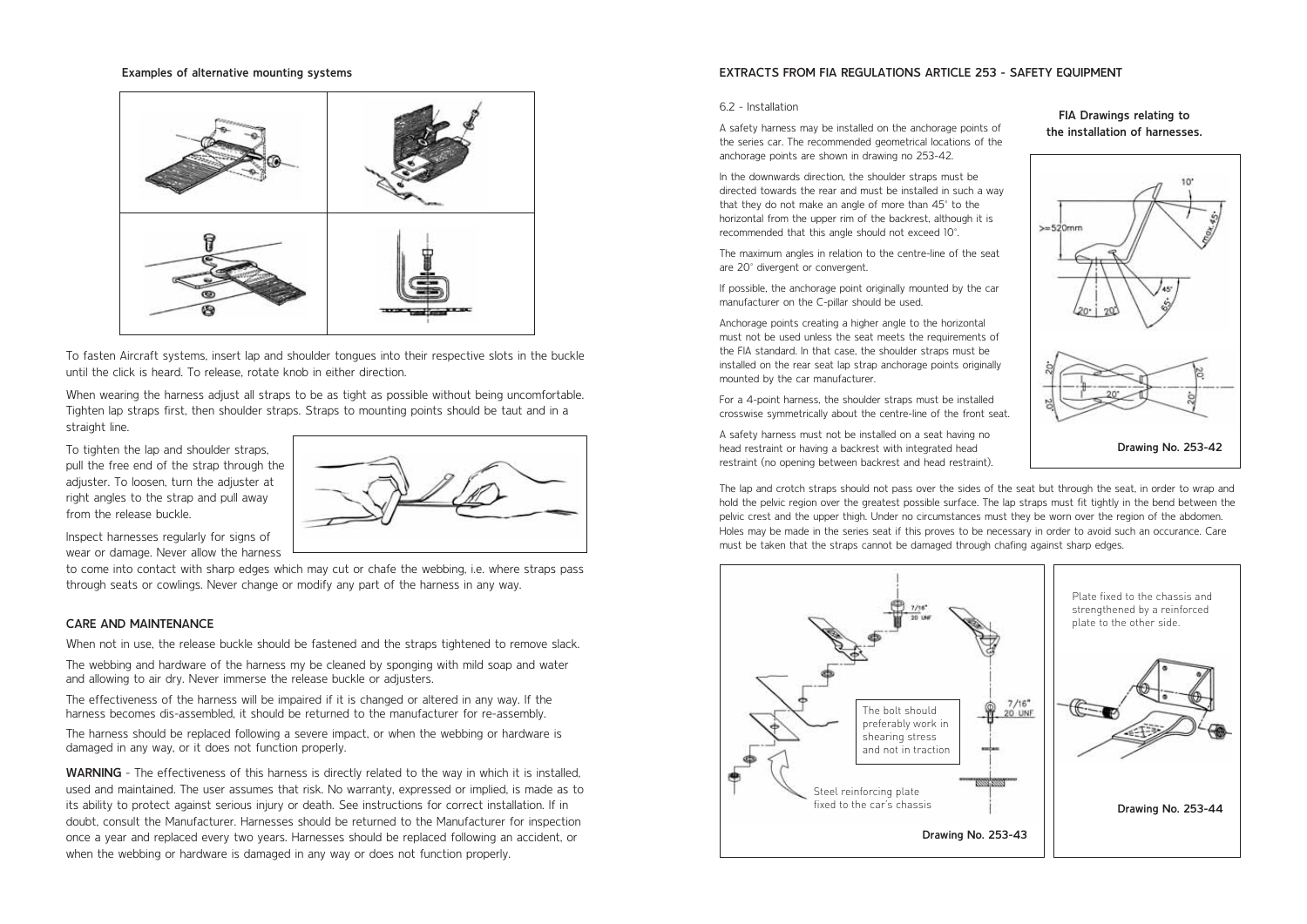**Examples of alternative mounting systems**

To fasten Aircraft systems, insert lap and shoulder tongues into their respective slots in the buckle until the click is heard. To release, rotate knob in either direction.

When wearing the harness adjust all straps to be as tight as possible without being uncomfortable. Tighten lap straps first, then shoulder straps. Straps to mounting points should be taut and in a straight line.

To tighten the lap and shoulder straps, pull the free end of the strap through the adjuster. To loosen, turn the adjuster at right angles to the strap and pull away from the release buckle.

Inspect harnesses regularly for signs of wear or damage. Never allow the harness to come into contact with sharp edges which may cut or chafe the webbing, i.e. where straps pass through seats or cowlings. Never change or modify any part of the harness in any way.

## CARE AND MAINTENANCE

When not in use, the release buckle should be fastened and the straps tightened to remove slack.

The webbing and hardware of the harness my be cleaned by sponging with mild soap and water and allowing to air dry. Never immerse the release buckle or adjusters.

The effectiveness of the harness will be impaired if it is changed or altered in any way. If the harness becomes dis-assembled, it should be returned to the manufacturer for re-assembly.

The harness should be replaced following a severe impact, or when the webbing or hardware is damaged in any way, or it does not function properly.

**WARNING** - The effectiveness of this harness is directly related to the way in which it is installed, used and maintained. The user assumes that risk. No warranty, expressed or implied, is made as to its ability to protect against serious injury or death. See instructions for correct installation. If in doubt, consult the Manufacturer. Harnesses should be returned to the Manufacturer for inspection once a year and replaced every two years. Harnesses should be replaced following an accident, or when the webbing or hardware is damaged in any way or does not function properly.

## EXTRACTS FROM FIA REGULATIONS ARTICLE 253 - SAFETY EQUIPMENT

6.2 - Installation

A safety harness may be installed on the anchorage points of the series car. The recommended geometrical locations of the anchorage points are shown in drawing no 253-42.

In the downwards direction, the shoulder straps must be directed towards the rear and must be installed in such a way that they do not make an angle of more than 45° to the horizontal from the upper rim of the backrest, although it is recommended that this angle should not exceed 10°.

The maximum angles in relation to the centre-line of the seat are 20° divergent or convergent.

If possible, the anchorage point originally mounted by the car manufacturer on the C-pillar should be used.

Anchorage points creating a higher angle to the horizontal must not be used unless the seat meets the requirements of the FIA standard. In that case, the shoulder straps must be installed on the rear seat lap strap anchorage points originally mounted by the car manufacturer.

For a 4-point harness, the shoulder straps must be installed crosswise symmetrically about the centre-line of the front seat.

A safety harness must not be installed on a seat having no head restraint or having a backrest with integrated head restraint (no opening between backrest and head restraint).

**FIA Drawings relating to the installation of harnesses.**

10°
>=520mm
max.45°
45°
65°
20° 20°
20°
20°
20°
20°

**Drawing No. 253-42**

The lap and crotch straps should not pass over the sides of the seat but through the seat, in order to wrap and hold the pelvic region over the greatest possible surface. The lap straps must fit tightly in the bend between the pelvic crest and the upper thigh. Under no circumstances must they be worn over the region of the abdomen. Holes may be made in the series seat if this proves to be necessary in order to avoid such an occurance. Care must be taken that the straps cannot be damaged through chafing against sharp edges.

7/16" 20 UNF

7/16" 20 UNF

The bolt should preferably work in shearing stress and not in traction

Steel reinforcing plate fixed to the car's chassis

**Drawing No. 253-43**

Plate fixed to the chassis and strengthened by a reinforced plate to the other side.

**Drawing No. 253-44**